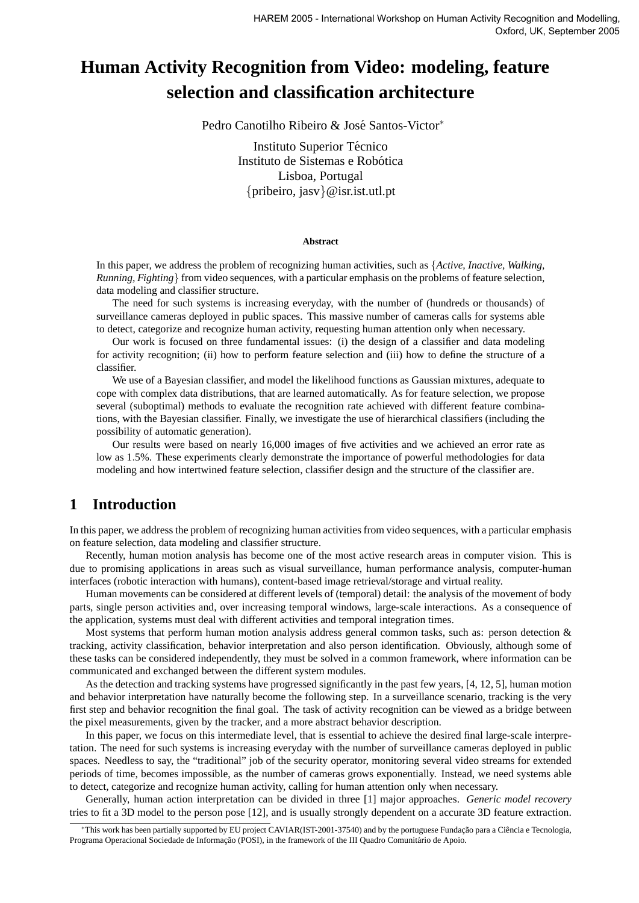# Human Activity Recognition from Video: modeling, feature selection and classification architecture

Pedro Canotilho Ribeiro & José Santos-Victor*

Instituto Superior Técnico
Instituto de Sistemas e Robótica
Lisboa, Portugal
{pribeiro, jasv}@isr.ist.utl.pt

**Abstract**

In this paper, we address the problem of recognizing human activities, such as {*Active, Inactive, Walking, Running, Fighting*} from video sequences, with a particular emphasis on the problems of feature selection, data modeling and classifier structure.

The need for such systems is increasing everyday, with the number of (hundreds or thousands) of surveillance cameras deployed in public spaces. This massive number of cameras calls for systems able to detect, categorize and recognize human activity, requesting human attention only when necessary.

Our work is focused on three fundamental issues: (i) the design of a classifier and data modeling for activity recognition; (ii) how to perform feature selection and (iii) how to define the structure of a classifier.

We use of a Bayesian classifier, and model the likelihood functions as Gaussian mixtures, adequate to cope with complex data distributions, that are learned automatically. As for feature selection, we propose several (suboptimal) methods to evaluate the recognition rate achieved with different feature combinations, with the Bayesian classifier. Finally, we investigate the use of hierarchical classifiers (including the possibility of automatic generation).

Our results were based on nearly 16,000 images of five activities and we achieved an error rate as low as 1.5%. These experiments clearly demonstrate the importance of powerful methodologies for data modeling and how intertwined feature selection, classifier design and the structure of the classifier are.

## 1 Introduction

In this paper, we address the problem of recognizing human activities from video sequences, with a particular emphasis on feature selection, data modeling and classifier structure.

Recently, human motion analysis has become one of the most active research areas in computer vision. This is due to promising applications in areas such as visual surveillance, human performance analysis, computer-human interfaces (robotic interaction with humans), content-based image retrieval/storage and virtual reality.

Human movements can be considered at different levels of (temporal) detail: the analysis of the movement of body parts, single person activities and, over increasing temporal windows, large-scale interactions. As a consequence of the application, systems must deal with different activities and temporal integration times.

Most systems that perform human motion analysis address general common tasks, such as: person detection & tracking, activity classification, behavior interpretation and also person identification. Obviously, although some of these tasks can be considered independently, they must be solved in a common framework, where information can be communicated and exchanged between the different system modules.

As the detection and tracking systems have progressed significantly in the past few years, [4, 12, 5], human motion and behavior interpretation have naturally become the following step. In a surveillance scenario, tracking is the very first step and behavior recognition the final goal. The task of activity recognition can be viewed as a bridge between the pixel measurements, given by the tracker, and a more abstract behavior description.

In this paper, we focus on this intermediate level, that is essential to achieve the desired final large-scale interpretation. The need for such systems is increasing everyday with the number of surveillance cameras deployed in public spaces. Needless to say, the "traditional" job of the security operator, monitoring several video streams for extended periods of time, becomes impossible, as the number of cameras grows exponentially. Instead, we need systems able to detect, categorize and recognize human activity, calling for human attention only when necessary.

Generally, human action interpretation can be divided in three [1] major approaches. *Generic model recovery* tries to fit a 3D model to the person pose [12], and is usually strongly dependent on a accurate 3D feature extraction.

*This work has been partially supported by EU project CAVIAR(IST-2001-37540) and by the portuguese Fundação para a Ciência e Tecnologia, Programa Operacional Sociedade de Informação (POSI), in the framework of the III Quadro Comunitário de Apoio.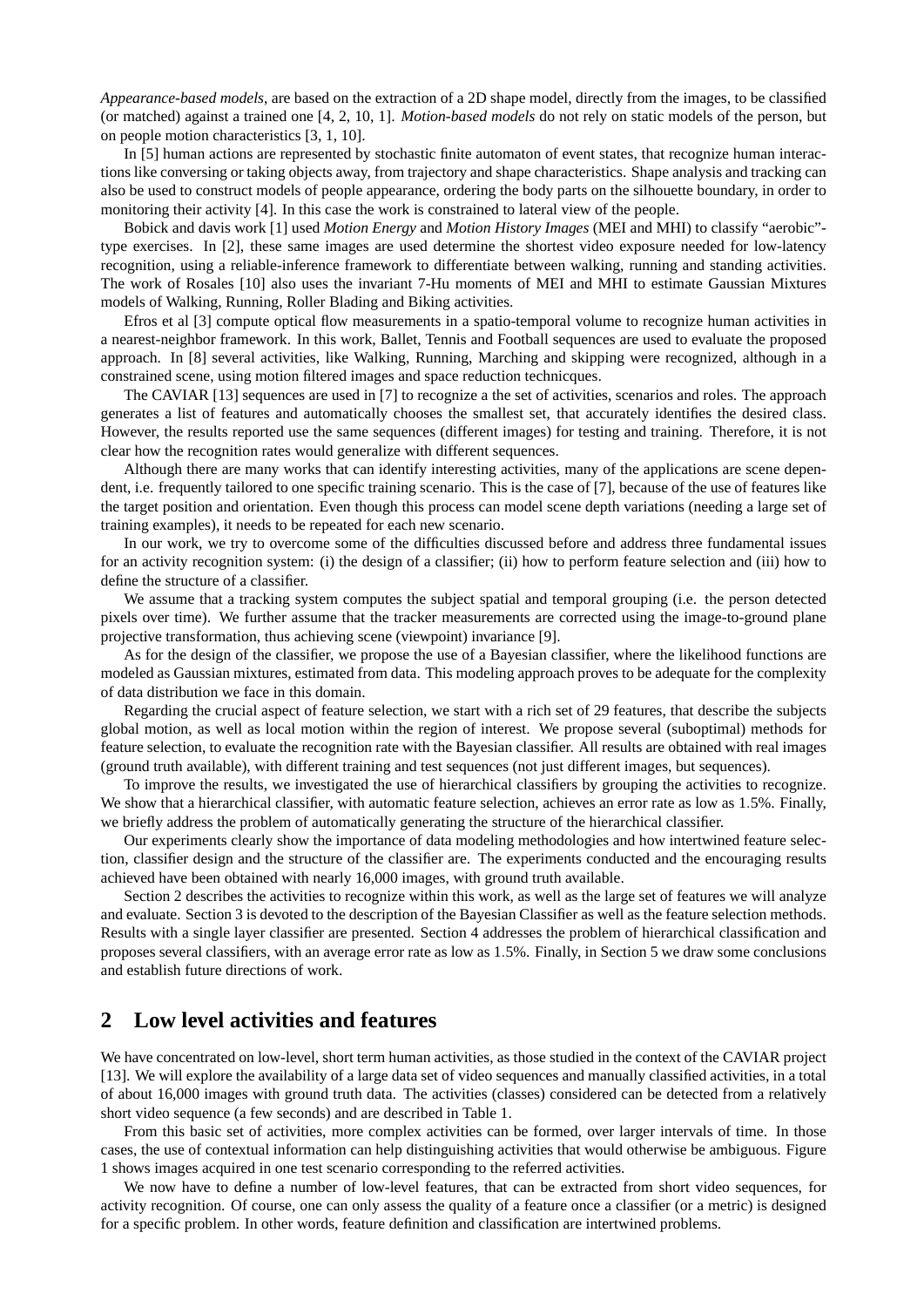*Appearance-based models*, are based on the extraction of a 2D shape model, directly from the images, to be classified (or matched) against a trained one [4, 2, 10, 1]. *Motion-based models* do not rely on static models of the person, but on people motion characteristics [3, 1, 10].

In [5] human actions are represented by stochastic finite automaton of event states, that recognize human interactions like conversing or taking objects away, from trajectory and shape characteristics. Shape analysis and tracking can also be used to construct models of people appearance, ordering the body parts on the silhouette boundary, in order to monitoring their activity [4]. In this case the work is constrained to lateral view of the people.

Bobick and davis work [1] used *Motion Energy* and *Motion History Images* (MEI and MHI) to classify "aerobic"-type exercises. In [2], these same images are used determine the shortest video exposure needed for low-latency recognition, using a reliable-inference framework to differentiate between walking, running and standing activities. The work of Rosales [10] also uses the invariant 7-Hu moments of MEI and MHI to estimate Gaussian Mixtures models of Walking, Running, Roller Blading and Biking activities.

Efros et al [3] compute optical flow measurements in a spatio-temporal volume to recognize human activities in a nearest-neighbor framework. In this work, Ballet, Tennis and Football sequences are used to evaluate the proposed approach. In [8] several activities, like Walking, Running, Marching and skipping were recognized, although in a constrained scene, using motion filtered images and space reduction technicques.

The CAVIAR [13] sequences are used in [7] to recognize a the set of activities, scenarios and roles. The approach generates a list of features and automatically chooses the smallest set, that accurately identifies the desired class. However, the results reported use the same sequences (different images) for testing and training. Therefore, it is not clear how the recognition rates would generalize with different sequences.

Although there are many works that can identify interesting activities, many of the applications are scene dependent, i.e. frequently tailored to one specific training scenario. This is the case of [7], because of the use of features like the target position and orientation. Even though this process can model scene depth variations (needing a large set of training examples), it needs to be repeated for each new scenario.

In our work, we try to overcome some of the difficulties discussed before and address three fundamental issues for an activity recognition system: (i) the design of a classifier; (ii) how to perform feature selection and (iii) how to define the structure of a classifier.

We assume that a tracking system computes the subject spatial and temporal grouping (i.e. the person detected pixels over time). We further assume that the tracker measurements are corrected using the image-to-ground plane projective transformation, thus achieving scene (viewpoint) invariance [9].

As for the design of the classifier, we propose the use of a Bayesian classifier, where the likelihood functions are modeled as Gaussian mixtures, estimated from data. This modeling approach proves to be adequate for the complexity of data distribution we face in this domain.

Regarding the crucial aspect of feature selection, we start with a rich set of 29 features, that describe the subjects global motion, as well as local motion within the region of interest. We propose several (suboptimal) methods for feature selection, to evaluate the recognition rate with the Bayesian classifier. All results are obtained with real images (ground truth available), with different training and test sequences (not just different images, but sequences).

To improve the results, we investigated the use of hierarchical classifiers by grouping the activities to recognize. We show that a hierarchical classifier, with automatic feature selection, achieves an error rate as low as 1.5%. Finally, we briefly address the problem of automatically generating the structure of the hierarchical classifier.

Our experiments clearly show the importance of data modeling methodologies and how intertwined feature selection, classifier design and the structure of the classifier are. The experiments conducted and the encouraging results achieved have been obtained with nearly 16,000 images, with ground truth available.

Section 2 describes the activities to recognize within this work, as well as the large set of features we will analyze and evaluate. Section 3 is devoted to the description of the Bayesian Classifier as well as the feature selection methods. Results with a single layer classifier are presented. Section 4 addresses the problem of hierarchical classification and proposes several classifiers, with an average error rate as low as 1.5%. Finally, in Section 5 we draw some conclusions and establish future directions of work.

## 2 Low level activities and features

We have concentrated on low-level, short term human activities, as those studied in the context of the CAVIAR project [13]. We will explore the availability of a large data set of video sequences and manually classified activities, in a total of about 16,000 images with ground truth data. The activities (classes) considered can be detected from a relatively short video sequence (a few seconds) and are described in Table 1.

From this basic set of activities, more complex activities can be formed, over larger intervals of time. In those cases, the use of contextual information can help distinguishing activities that would otherwise be ambiguous. Figure 1 shows images acquired in one test scenario corresponding to the referred activities.

We now have to define a number of low-level features, that can be extracted from short video sequences, for activity recognition. Of course, one can only assess the quality of a feature once a classifier (or a metric) is designed for a specific problem. In other words, feature definition and classification are intertwined problems.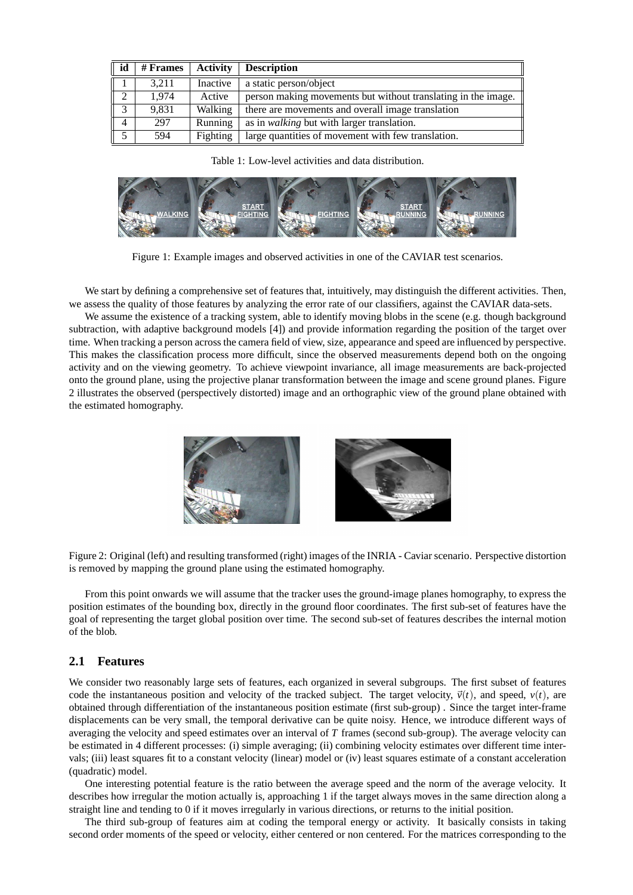| id | # Frames | Activity | Description |
|---|---|---|---|
| 1 | 3,211 | Inactive | a static person/object |
| 2 | 1,974 | Active | person making movements but without translating in the image. |
| 3 | 9,831 | Walking | there are movements and overall image translation |
| 4 | 297 | Running | as in *walking* but with larger translation. |
| 5 | 594 | Fighting | large quantities of movement with few translation. |

Table 1: Low-level activities and data distribution.

Figure 1: Example images and observed activities in one of the CAVIAR test scenarios.

We start by defining a comprehensive set of features that, intuitively, may distinguish the different activities. Then, we assess the quality of those features by analyzing the error rate of our classifiers, against the CAVIAR data-sets.

We assume the existence of a tracking system, able to identify moving blobs in the scene (e.g. though background subtraction, with adaptive background models [4]) and provide information regarding the position of the target over time. When tracking a person across the camera field of view, size, appearance and speed are influenced by perspective. This makes the classification process more difficult, since the observed measurements depend both on the ongoing activity and on the viewing geometry. To achieve viewpoint invariance, all image measurements are back-projected onto the ground plane, using the projective planar transformation between the image and scene ground planes. Figure 2 illustrates the observed (perspectively distorted) image and an orthographic view of the ground plane obtained with the estimated homography.

Figure 2: Original (left) and resulting transformed (right) images of the INRIA - Caviar scenario. Perspective distortion is removed by mapping the ground plane using the estimated homography.

From this point onwards we will assume that the tracker uses the ground-image planes homography, to express the position estimates of the bounding box, directly in the ground floor coordinates. The first sub-set of features have the goal of representing the target global position over time. The second sub-set of features describes the internal motion of the blob.

## 2.1 Features

We consider two reasonably large sets of features, each organized in several subgroups. The first subset of features code the instantaneous position and velocity of the tracked subject. The target velocity, $\vec{v}(t)$, and speed, $v(t)$, are obtained through differentiation of the instantaneous position estimate (first sub-group) . Since the target inter-frame displacements can be very small, the temporal derivative can be quite noisy. Hence, we introduce different ways of averaging the velocity and speed estimates over an interval of $T$ frames (second sub-group). The average velocity can be estimated in 4 different processes: (i) simple averaging; (ii) combining velocity estimates over different time intervals; (iii) least squares fit to a constant velocity (linear) model or (iv) least squares estimate of a constant acceleration (quadratic) model.

One interesting potential feature is the ratio between the average speed and the norm of the average velocity. It describes how irregular the motion actually is, approaching 1 if the target always moves in the same direction along a straight line and tending to 0 if it moves irregularly in various directions, or returns to the initial position.

The third sub-group of features aim at coding the temporal energy or activity. It basically consists in taking second order moments of the speed or velocity, either centered or non centered. For the matrices corresponding to the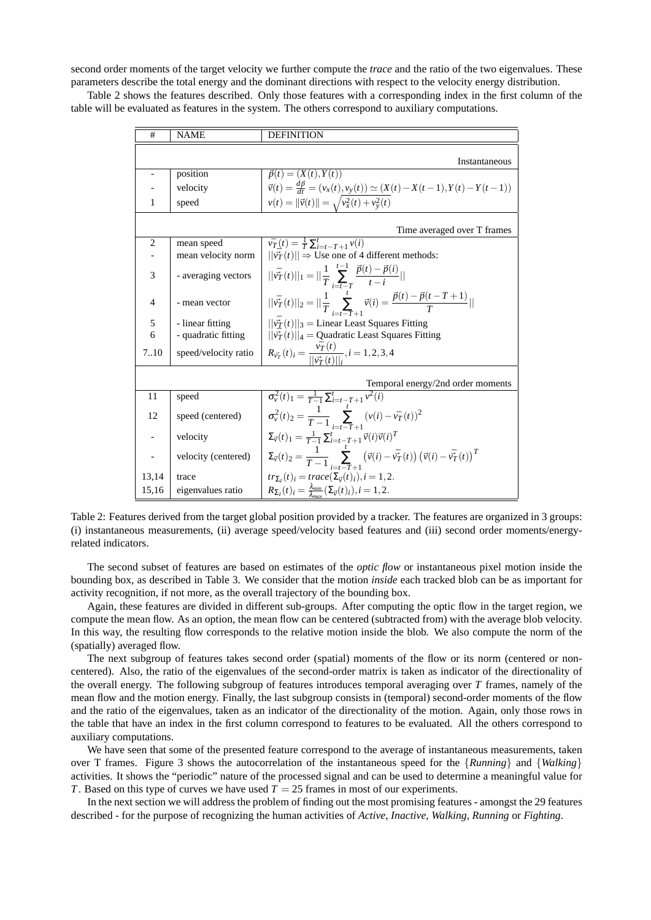second order moments of the target velocity we further compute the *trace* and the ratio of the two eigenvalues. These parameters describe the total energy and the dominant directions with respect to the velocity energy distribution.

Table 2 shows the features described. Only those features with a corresponding index in the first column of the table will be evaluated as features in the system. The others correspond to auxiliary computations.

| # | NAME | DEFINITION |
|---|---|---|
| | | Instantaneous |
| - | position | $\vec{p}(t) = (X(t), Y(t))$ |
| - | velocity | $\vec{v}(t) = \frac{d\vec{p}}{dt} = (v_x(t), v_y(t)) \simeq (X(t) - X(t-1), Y(t) - Y(t-1))$ |
| 1 | speed | $v(t) = \Vert\vec{v}(t)\Vert = \sqrt{v_x^2(t) + v_y^2(t)}$ |
| | | Time averaged over T frames |
| 2 | mean speed | $\bar{v_T}(t) = \frac{1}{T}\sum_{i=t-T+1}^{t} v(i)$ |
| - | mean velocity norm | $\Vert\bar{\vec{v_T}}(t)\Vert \Rightarrow$ Use one of 4 different methods: |
| 3 | - averaging vectors | $\Vert\bar{\vec{v_T}}(t)\Vert_1 = \Vert\frac{1}{T}\sum_{i=t-T}^{t-1}\frac{\vec{p}(t) - \vec{p}(i)}{t-i}\Vert$ |
| 4 | - mean vector | $\Vert\bar{\vec{v_T}}(t)\Vert_2 = \Vert\frac{1}{T}\sum_{i=t-T+1}^{t}\vec{v}(i) = \frac{\vec{p}(t) - \vec{p}(t-T+1)}{T}\Vert$ |
| 5 | - linear fitting | $\Vert\bar{\vec{v_T}}(t)\Vert_3 =$ Linear Least Squares Fitting |
| 6 | - quadratic fitting | $\Vert\bar{\vec{v_T}}(t)\Vert_4 =$ Quadratic Least Squares Fitting |
| 7..10 | speed/velocity ratio | $R_{\bar{\vec{v_T}}}(t)_i = \frac{\bar{v_T}(t)}{\Vert\bar{\vec{v_T}}(t)\Vert_i}, i = 1,2,3,4$ |
| | | Temporal energy/2nd order moments |
| 11 | speed | $\sigma_v^2(t)_1 = \frac{1}{T-1}\sum_{i=t-T+1}^{t} v^2(i)$ |
| 12 | speed (centered) | $\sigma_v^2(t)_2 = \frac{1}{T-1}\sum_{i=t-T+1}^{t}(v(i) - \bar{v_T}(t))^2$ |
| - | velocity | $\Sigma_{\vec{v}}(t)_1 = \frac{1}{T-1}\sum_{i=t-T+1}^{t}\vec{v}(i)\vec{v}(i)^T$ |
| - | velocity (centered) | $\Sigma_{\vec{v}}(t)_2 = \frac{1}{T-1}\sum_{i=t-T+1}^{t}\left(\vec{v}(i) - \bar{\vec{v_T}}(t)\right)\left(\vec{v}(i) - \bar{\vec{v_T}}(t)\right)^T$ |
| 13,14 | trace | $tr_{\Sigma_v}(t)_i = trace(\Sigma_{\vec{v}}(t)_i), i = 1,2.$ |
| 15,16 | eigenvalues ratio | $R_{\Sigma_v}(t)_i = \frac{\lambda_{min}}{\lambda_{max}}(\Sigma_{\vec{v}}(t)_i), i = 1,2.$ |

Table 2: Features derived from the target global position provided by a tracker. The features are organized in 3 groups: (i) instantaneous measurements, (ii) average speed/velocity based features and (iii) second order moments/energy-related indicators.

The second subset of features are based on estimates of the *optic flow* or instantaneous pixel motion inside the bounding box, as described in Table 3. We consider that the motion *inside* each tracked blob can be as important for activity recognition, if not more, as the overall trajectory of the bounding box.

Again, these features are divided in different sub-groups. After computing the optic flow in the target region, we compute the mean flow. As an option, the mean flow can be centered (subtracted from) with the average blob velocity. In this way, the resulting flow corresponds to the relative motion inside the blob. We also compute the norm of the (spatially) averaged flow.

The next subgroup of features takes second order (spatial) moments of the flow or its norm (centered or non-centered). Also, the ratio of the eigenvalues of the second-order matrix is taken as indicator of the directionality of the overall energy. The following subgroup of features introduces temporal averaging over $T$ frames, namely of the mean flow and the motion energy. Finally, the last subgroup consists in (temporal) second-order moments of the flow and the ratio of the eigenvalues, taken as an indicator of the directionality of the motion. Again, only those rows in the table that have an index in the first column correspond to features to be evaluated. All the others correspond to auxiliary computations.

We have seen that some of the presented feature correspond to the average of instantaneous measurements, taken over T frames. Figure 3 shows the autocorrelation of the instantaneous speed for the $\{$*Running*$\}$ and $\{$*Walking*$\}$ activities. It shows the "periodic" nature of the processed signal and can be used to determine a meaningful value for $T$. Based on this type of curves we have used $T = 25$ frames in most of our experiments.

In the next section we will address the problem of finding out the most promising features - amongst the 29 features described - for the purpose of recognizing the human activities of *Active*, *Inactive*, *Walking*, *Running* or *Fighting*.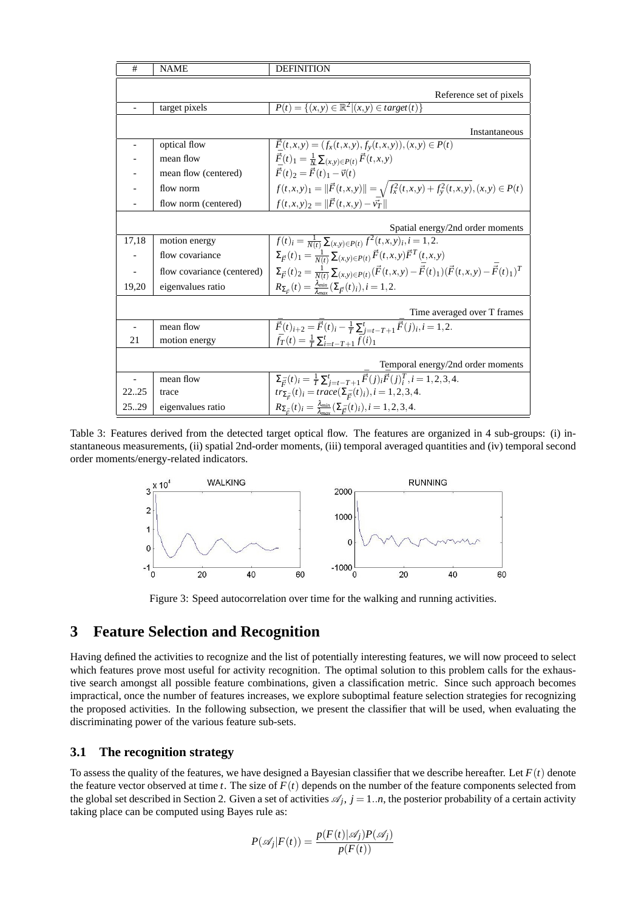| # | NAME | DEFINITION |
|---|---|---|
| | | Reference set of pixels |
| - | target pixels | $P(t) = \{(x,y) \in \mathbb{R}^2 \| (x,y) \in target(t)\}$ |
| | | Instantaneous |
| - | optical flow | $\vec{F}(t,x,y) = (f_x(t,x,y), f_y(t,x,y)), (x,y) \in P(t)$ |
| - | mean flow | $\bar{\vec{F}}(t)_1 = \frac{1}{N} \sum_{(x,y) \in P(t)} \vec{F}(t,x,y)$ |
| - | mean flow (centered) | $\bar{\vec{F}}(t)_2 = \bar{\vec{F}}(t)_1 - \vec{v}(t)$ |
| - | flow norm | $f(t,x,y)_1 = \\|\vec{F}(t,x,y)\\| = \sqrt{f_x^2(t,x,y) + f_y^2(t,x,y)}, (x,y) \in P(t)$ |
| - | flow norm (centered) | $f(t,x,y)_2 = \\|\vec{F}(t,x,y) - \vec{v_T}\\|$ |
| | | Spatial energy/2nd order moments |
| 17,18 | motion energy | $\bar{f}(t)_i = \frac{1}{N(t)} \sum_{(x,y) \in P(t)} f^2(t,x,y)_i, i = 1,2.$ |
| - | flow covariance | $\Sigma_{\vec{F}}(t)_1 = \frac{1}{N(t)} \sum_{(x,y) \in P(t)} \vec{F}(t,x,y) \vec{F}^T(t,x,y)$ |
| - | flow covariance (centered) | $\Sigma_{\vec{F}}(t)_2 = \frac{1}{N(t)} \sum_{(x,y) \in P(t)} (\vec{F}(t,x,y) - \bar{\vec{F}}(t)_1)(\vec{F}(t,x,y) - \bar{\vec{F}}(t)_1)^T$ |
| 19,20 | eigenvalues ratio | $R_{\Sigma_{\vec{F}}}(t) = \frac{\lambda_{min}}{\lambda_{max}}(\Sigma_{\vec{F}}(t)_i), i = 1,2.$ |
| | | Time averaged over T frames |
| - | mean flow | $\bar{\vec{F}}(t)_{i+2} = \bar{\vec{F}}(t)_i - \frac{1}{T} \sum_{j=t-T+1}^{t} \bar{\vec{F}}(j)_i, i = 1,2.$ |
| 21 | motion energy | $\bar{f}_T(t) = \frac{1}{T} \sum_{i=t-T+1}^{t} \bar{f}(i)_1$ |
| | | Temporal energy/2nd order moments |
| - | mean flow | $\Sigma_{\bar{\vec{F}}}(t)_i = \frac{1}{T} \sum_{j=t-T+1}^{t} \bar{\vec{F}}(j)_i \bar{\vec{F}}(j)_i^T, i = 1,2,3,4.$ |
| 22..25 | trace | $tr_{\Sigma_{\bar{\vec{F}}}}(t)_i = trace(\Sigma_{\bar{\vec{F}}}(t)_i), i = 1,2,3,4.$ |
| 25..29 | eigenvalues ratio | $R_{\Sigma_{\bar{\vec{F}}}}(t)_i = \frac{\lambda_{min}}{\lambda_{max}}(\Sigma_{\bar{\vec{F}}}(t)_i), i = 1,2,3,4.$ |

Table 3: Features derived from the detected target optical flow. The features are organized in 4 sub-groups: (i) instantaneous measurements, (ii) spatial 2nd-order moments, (iii) temporal averaged quantities and (iv) temporal second order moments/energy-related indicators.

Figure 3: Speed autocorrelation over time for the walking and running activities.

# 3 Feature Selection and Recognition

Having defined the activities to recognize and the list of potentially interesting features, we will now proceed to select which features prove most useful for activity recognition. The optimal solution to this problem calls for the exhaustive search amongst all possible feature combinations, given a classification metric. Since such approach becomes impractical, once the number of features increases, we explore suboptimal feature selection strategies for recognizing the proposed activities. In the following subsection, we present the classifier that will be used, when evaluating the discriminating power of the various feature sub-sets.

## 3.1 The recognition strategy

To assess the quality of the features, we have designed a Bayesian classifier that we describe hereafter. Let $F(t)$ denote the feature vector observed at time $t$. The size of $F(t)$ depends on the number of the feature components selected from the global set described in Section 2. Given a set of activities $\mathscr{A}_j$, $j = 1..n$, the posterior probability of a certain activity taking place can be computed using Bayes rule as:

$$P(\mathscr{A}_j|F(t)) = \frac{p(F(t)|\mathscr{A}_j)P(\mathscr{A}_j)}{p(F(t))}$$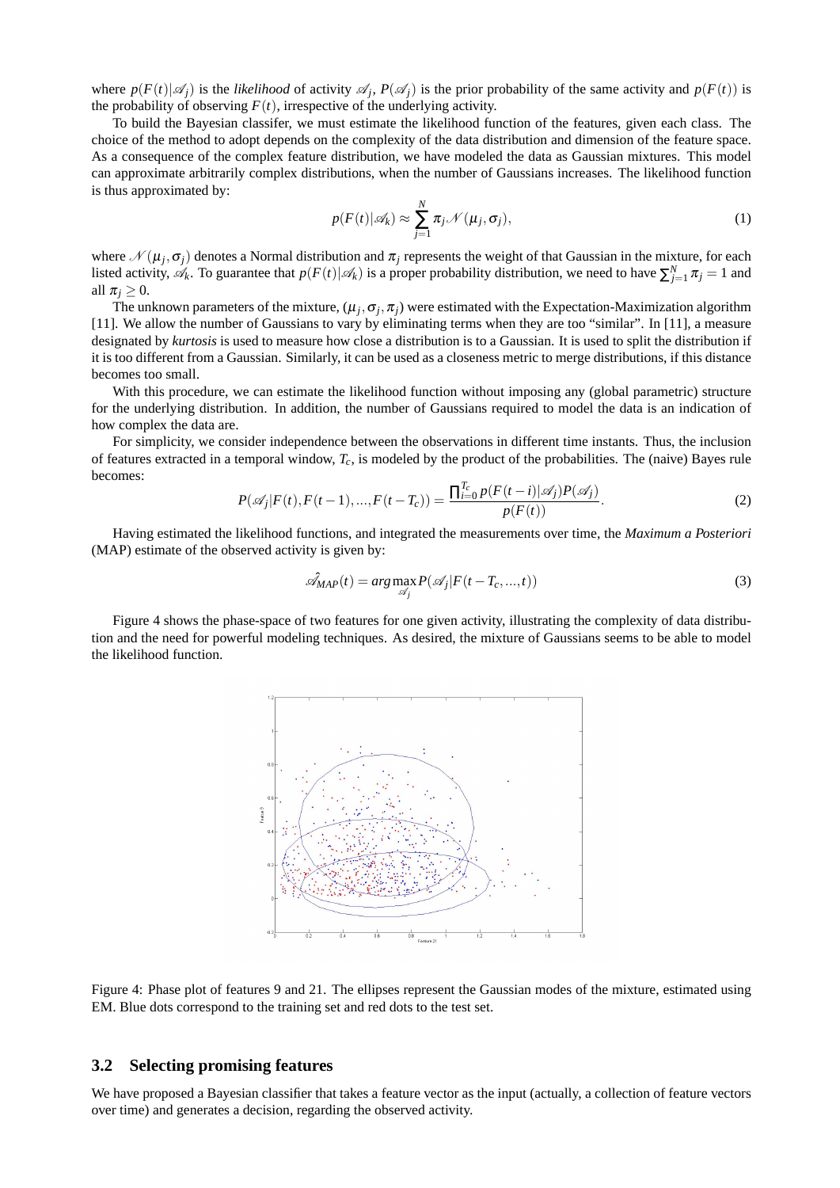where $p(F(t)|\mathscr{A}_j)$ is the *likelihood* of activity $\mathscr{A}_j$, $P(\mathscr{A}_j)$ is the prior probability of the same activity and $p(F(t))$ is the probability of observing $F(t)$, irrespective of the underlying activity.

To build the Bayesian classifer, we must estimate the likelihood function of the features, given each class. The choice of the method to adopt depends on the complexity of the data distribution and dimension of the feature space. As a consequence of the complex feature distribution, we have modeled the data as Gaussian mixtures. This model can approximate arbitrarily complex distributions, when the number of Gaussians increases. The likelihood function is thus approximated by:

$$p(F(t)|\mathscr{A}_k) \approx \sum_{j=1}^{N} \pi_j \mathscr{N}(\mu_j, \sigma_j), \tag{1}$$

where $\mathscr{N}(\mu_j, \sigma_j)$ denotes a Normal distribution and $\pi_j$ represents the weight of that Gaussian in the mixture, for each listed activity, $\mathscr{A}_k$. To guarantee that $p(F(t)|\mathscr{A}_k)$ is a proper probability distribution, we need to have $\sum_{j=1}^{N} \pi_j = 1$ and all $\pi_j \geq 0$.

The unknown parameters of the mixture, $(\mu_j, \sigma_j, \pi_j)$ were estimated with the Expectation-Maximization algorithm [11]. We allow the number of Gaussians to vary by eliminating terms when they are too "similar". In [11], a measure designated by *kurtosis* is used to measure how close a distribution is to a Gaussian. It is used to split the distribution if it is too different from a Gaussian. Similarly, it can be used as a closeness metric to merge distributions, if this distance becomes too small.

With this procedure, we can estimate the likelihood function without imposing any (global parametric) structure for the underlying distribution. In addition, the number of Gaussians required to model the data is an indication of how complex the data are.

For simplicity, we consider independence between the observations in different time instants. Thus, the inclusion of features extracted in a temporal window, $T_c$, is modeled by the product of the probabilities. The (naive) Bayes rule becomes:

$$P(\mathscr{A}_j|F(t), F(t-1), ..., F(t-T_c)) = \frac{\prod_{i=0}^{T_c} p(F(t-i)|\mathscr{A}_j)P(\mathscr{A}_j)}{p(F(t))}. \tag{2}$$

Having estimated the likelihood functions, and integrated the measurements over time, the *Maximum a Posteriori* (MAP) estimate of the observed activity is given by:

$$\hat{\mathscr{A}}_{MAP}(t) = arg \max_{\mathscr{A}_j} P(\mathscr{A}_j|F(t-T_c, ..., t)) \tag{3}$$

Figure 4 shows the phase-space of two features for one given activity, illustrating the complexity of data distribution and the need for powerful modeling techniques. As desired, the mixture of Gaussians seems to be able to model the likelihood function.

Figure 4: Phase plot of features 9 and 21. The ellipses represent the Gaussian modes of the mixture, estimated using EM. Blue dots correspond to the training set and red dots to the test set.

### 3.2 Selecting promising features

We have proposed a Bayesian classifier that takes a feature vector as the input (actually, a collection of feature vectors over time) and generates a decision, regarding the observed activity.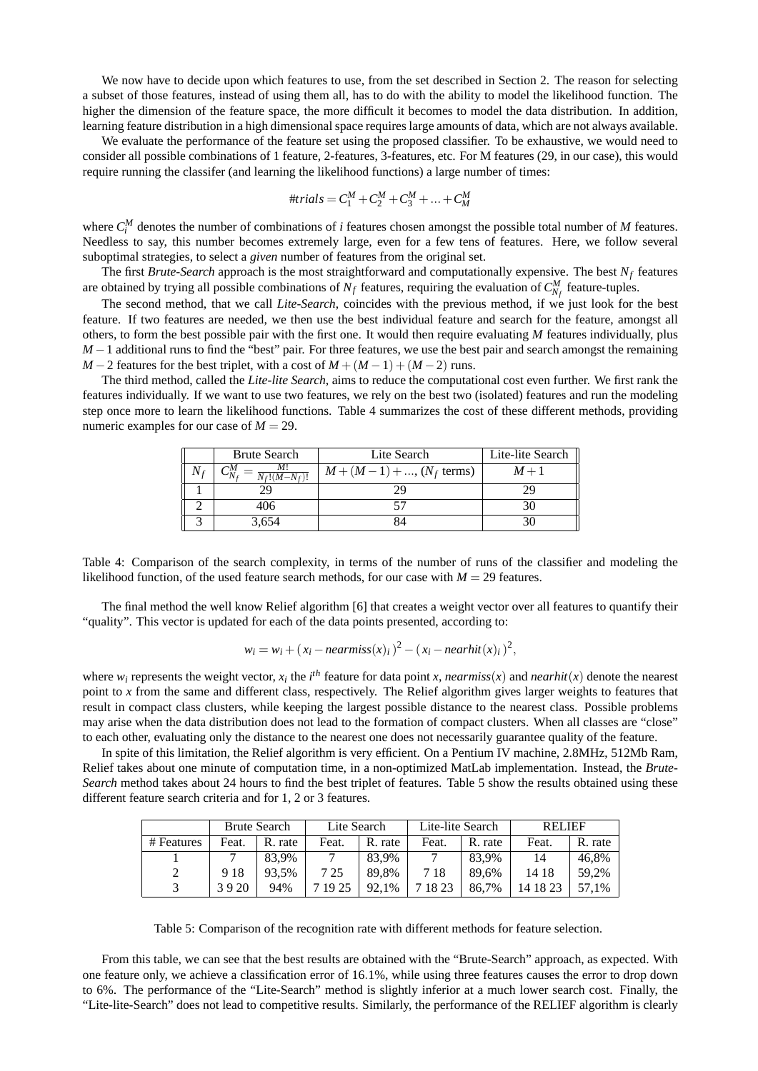We now have to decide upon which features to use, from the set described in Section 2. The reason for selecting a subset of those features, instead of using them all, has to do with the ability to model the likelihood function. The higher the dimension of the feature space, the more difficult it becomes to model the data distribution. In addition, learning feature distribution in a high dimensional space requires large amounts of data, which are not always available.

We evaluate the performance of the feature set using the proposed classifier. To be exhaustive, we would need to consider all possible combinations of 1 feature, 2-features, 3-features, etc. For M features (29, in our case), this would require running the classifer (and learning the likelihood functions) a large number of times:

$$\#trials = C_1^M + C_2^M + C_3^M + ... + C_M^M$$

where $C_i^M$ denotes the number of combinations of $i$ features chosen amongst the possible total number of $M$ features. Needless to say, this number becomes extremely large, even for a few tens of features. Here, we follow several suboptimal strategies, to select a *given* number of features from the original set.

The first *Brute-Search* approach is the most straightforward and computationally expensive. The best $N_f$ features are obtained by trying all possible combinations of $N_f$ features, requiring the evaluation of $C_{N_f}^M$ feature-tuples.

The second method, that we call *Lite-Search*, coincides with the previous method, if we just look for the best feature. If two features are needed, we then use the best individual feature and search for the feature, amongst all others, to form the best possible pair with the first one. It would then require evaluating $M$ features individually, plus $M-1$ additional runs to find the "best" pair. For three features, we use the best pair and search amongst the remaining $M-2$ features for the best triplet, with a cost of $M+(M-1)+(M-2)$ runs.

The third method, called the *Lite-lite Search*, aims to reduce the computational cost even further. We first rank the features individually. If we want to use two features, we rely on the best two (isolated) features and run the modeling step once more to learn the likelihood functions. Table 4 summarizes the cost of these different methods, providing numeric examples for our case of $M = 29$.

| | Brute Search | Lite Search | Lite-lite Search |
|---|---|---|---|
| $N_f$ | $C_{N_f}^M = \frac{M!}{N_f!(M-N_f)!}$ | $M+(M-1)+...,$ ($N_f$ terms) | $M+1$ |
| 1 | 29 | 29 | 29 |
| 2 | 406 | 57 | 30 |
| 3 | 3,654 | 84 | 30 |

Table 4: Comparison of the search complexity, in terms of the number of runs of the classifier and modeling the likelihood function, of the used feature search methods, for our case with $M = 29$ features.

The final method the well know Relief algorithm [6] that creates a weight vector over all features to quantify their "quality". This vector is updated for each of the data points presented, according to:

$$w_i = w_i + (x_i - nearmiss(x)_i)^2 - (x_i - nearhit(x)_i)^2,$$

where $w_i$ represents the weight vector, $x_i$ the $i^{th}$ feature for data point $x$, $nearmiss(x)$ and $nearhit(x)$ denote the nearest point to $x$ from the same and different class, respectively. The Relief algorithm gives larger weights to features that result in compact class clusters, while keeping the largest possible distance to the nearest class. Possible problems may arise when the data distribution does not lead to the formation of compact clusters. When all classes are "close" to each other, evaluating only the distance to the nearest one does not necessarily guarantee quality of the feature.

In spite of this limitation, the Relief algorithm is very efficient. On a Pentium IV machine, 2.8MHz, 512Mb Ram, Relief takes about one minute of computation time, in a non-optimized MatLab implementation. Instead, the *Brute-Search* method takes about 24 hours to find the best triplet of features. Table 5 show the results obtained using these different feature search criteria and for 1, 2 or 3 features.

| | Brute Search | | Lite Search | | Lite-lite Search | | RELIEF | |
|---|---|---|---|---|---|---|---|---|
| # Features | Feat. | R. rate | Feat. | R. rate | Feat. | R. rate | Feat. | R. rate |
| 1 | 7 | 83,9% | 7 | 83,9% | 7 | 83,9% | 14 | 46,8% |
| 2 | 9 18 | 93,5% | 7 25 | 89,8% | 7 18 | 89,6% | 14 18 | 59,2% |
| 3 | 3 9 20 | 94% | 7 19 25 | 92,1% | 7 18 23 | 86,7% | 14 18 23 | 57,1% |

Table 5: Comparison of the recognition rate with different methods for feature selection.

From this table, we can see that the best results are obtained with the "Brute-Search" approach, as expected. With one feature only, we achieve a classification error of 16.1%, while using three features causes the error to drop down to 6%. The performance of the "Lite-Search" method is slightly inferior at a much lower search cost. Finally, the "Lite-lite-Search" does not lead to competitive results. Similarly, the performance of the RELIEF algorithm is clearly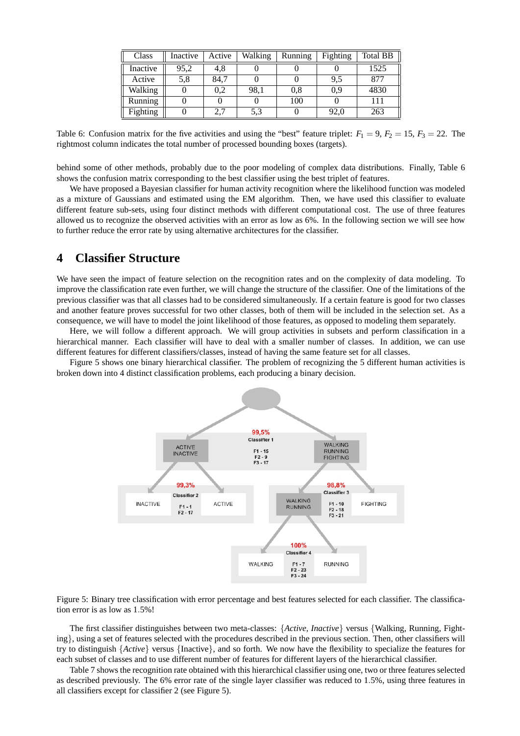| Class | Inactive | Active | Walking | Running | Fighting | Total BB |
|---|---|---|---|---|---|---|
| Inactive | 95,2 | 4,8 | 0 | 0 | 0 | 1525 |
| Active | 5,8 | 84,7 | 0 | 0 | 9,5 | 877 |
| Walking | 0 | 0,2 | 98,1 | 0,8 | 0,9 | 4830 |
| Running | 0 | 0 | 0 | 100 | 0 | 111 |
| Fighting | 0 | 2,7 | 5,3 | 0 | 92,0 | 263 |

Table 6: Confusion matrix for the five activities and using the "best" feature triplet: $F_1 = 9$, $F_2 = 15$, $F_3 = 22$. The rightmost column indicates the total number of processed bounding boxes (targets).

behind some of other methods, probably due to the poor modeling of complex data distributions. Finally, Table 6 shows the confusion matrix corresponding to the best classifier using the best triplet of features.

We have proposed a Bayesian classifier for human activity recognition where the likelihood function was modeled as a mixture of Gaussians and estimated using the EM algorithm. Then, we have used this classifier to evaluate different feature sub-sets, using four distinct methods with different computational cost. The use of three features allowed us to recognize the observed activities with an error as low as 6%. In the following section we will see how to further reduce the error rate by using alternative architectures for the classifier.

# 4 Classifier Structure

We have seen the impact of feature selection on the recognition rates and on the complexity of data modeling. To improve the classification rate even further, we will change the structure of the classifier. One of the limitations of the previous classifier was that all classes had to be considered simultaneously. If a certain feature is good for two classes and another feature proves successful for two other classes, both of them will be included in the selection set. As a consequence, we will have to model the joint likelihood of those features, as opposed to modeling them separately.

Here, we will follow a different approach. We will group activities in subsets and perform classification in a hierarchical manner. Each classifier will have to deal with a smaller number of classes. In addition, we can use different features for different classifiers/classes, instead of having the same feature set for all classes.

Figure 5 shows one binary hierarchical classifier. The problem of recognizing the 5 different human activities is broken down into 4 distinct classification problems, each producing a binary decision.

Figure 5: Binary tree classification with error percentage and best features selected for each classifier. The classification error is as low as 1.5%!

The first classifier distinguishes between two meta-classes: {*Active*, *Inactive*} versus {Walking, Running, Fighting}, using a set of features selected with the procedures described in the previous section. Then, other classifiers will try to distinguish {*Active*} versus {Inactive}, and so forth. We now have the flexibility to specialize the features for each subset of classes and to use different number of features for different layers of the hierarchical classifier.

Table 7 shows the recognition rate obtained with this hierarchical classifier using one, two or three features selected as described previously. The 6% error rate of the single layer classifier was reduced to 1.5%, using three features in all classifiers except for classifier 2 (see Figure 5).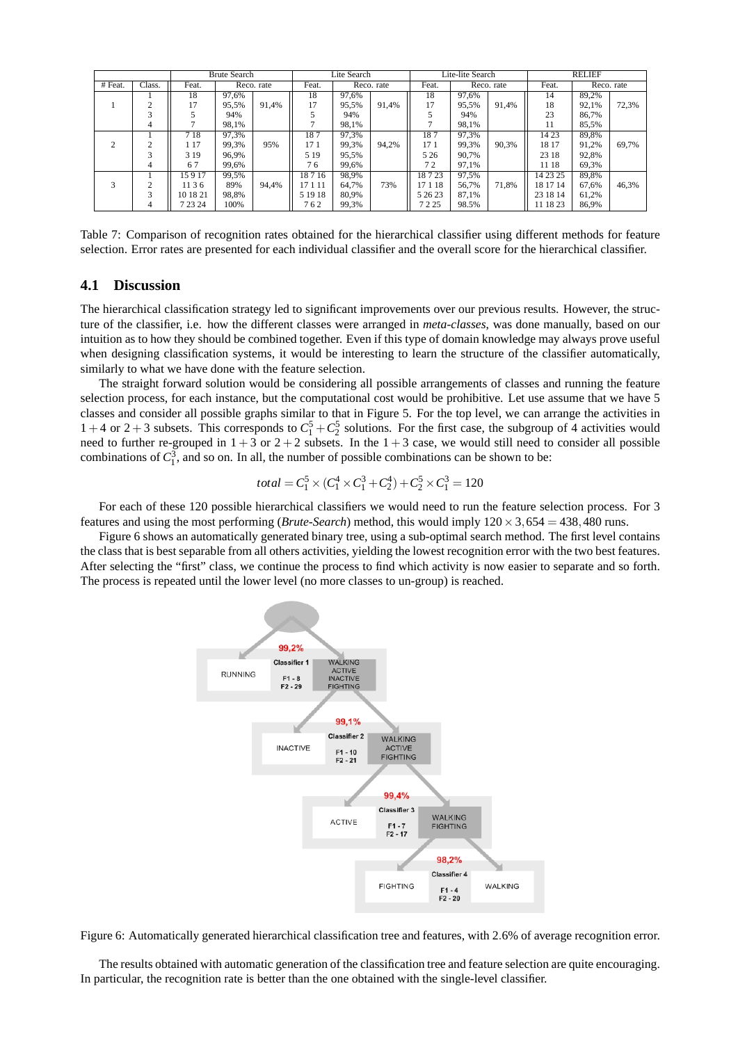| # Feat. | Class. | Brute Search | | | Lite Search | | | Lite-lite Search | | | RELIEF | | |
|---|---|---|---|---|---|---|---|---|---|---|---|---|---|
| | | Feat. | Reco. rate | | Feat. | Reco. rate | | Feat. | Reco. rate | | Feat. | Reco. rate | |
| | 1 | 18 | 97,6% | | 18 | 97,6% | | 18 | 97,6% | | 14 | 89,2% | |
| 1 | 2 | 17 | 95,5% | 91,4% | 17 | 95,5% | 91,4% | 17 | 95,5% | 91,4% | 18 | 92,1% | 72,3% |
| | 3 | 5 | 94% | | 5 | 94% | | 5 | 94% | | 23 | 86,7% | |
| | 4 | 7 | 98,1% | | 7 | 98,1% | | 7 | 98,1% | | 11 | 85,5% | |
| | 1 | 7 18 | 97,3% | | 18 7 | 97,3% | | 18 7 | 97,3% | | 14 23 | 89,8% | |
| 2 | 2 | 1 17 | 99,3% | 95% | 17 1 | 99,3% | 94,2% | 17 1 | 99,3% | 90,3% | 18 17 | 91,2% | 69,7% |
| | 3 | 3 19 | 96,9% | | 5 19 | 95,5% | | 5 26 | 90,7% | | 23 18 | 92,8% | |
| | 4 | 6 7 | 99,6% | | 7 6 | 99,6% | | 7 2 | 97,1% | | 11 18 | 69,3% | |
| | 1 | 15 9 17 | 99,5% | | 18 7 16 | 98,9% | | 18 7 23 | 97,5% | | 14 23 25 | 89,8% | |
| 3 | 2 | 11 3 6 | 89% | 94,4% | 17 1 11 | 64,7% | 73% | 17 1 18 | 56,7% | 71,8% | 18 17 14 | 67,6% | 46,3% |
| | 3 | 10 18 21 | 98,8% | | 5 19 18 | 80,9% | | 5 26 23 | 87,1% | | 23 18 14 | 61,2% | |
| | 4 | 7 23 24 | 100% | | 7 6 2 | 99,3% | | 7 2 25 | 98.5% | | 11 18 23 | 86,9% | |

Table 7: Comparison of recognition rates obtained for the hierarchical classifier using different methods for feature selection. Error rates are presented for each individual classifier and the overall score for the hierarchical classifier.

### 4.1 Discussion

The hierarchical classification strategy led to significant improvements over our previous results. However, the structure of the classifier, i.e. how the different classes were arranged in *meta-classes*, was done manually, based on our intuition as to how they should be combined together. Even if this type of domain knowledge may always prove useful when designing classification systems, it would be interesting to learn the structure of the classifier automatically, similarly to what we have done with the feature selection.

The straight forward solution would be considering all possible arrangements of classes and running the feature selection process, for each instance, but the computational cost would be prohibitive. Let use assume that we have 5 classes and consider all possible graphs similar to that in Figure 5. For the top level, we can arrange the activities in $1+4$ or $2+3$ subsets. This corresponds to $C_1^5 + C_2^5$ solutions. For the first case, the subgroup of 4 activities would need to further re-grouped in $1+3$ or $2+2$ subsets. In the $1+3$ case, we would still need to consider all possible combinations of $C_1^3$, and so on. In all, the number of possible combinations can be shown to be:

$$total = C_1^5 \times (C_1^4 \times C_1^3 + C_2^4) + C_2^5 \times C_1^3 = 120$$

For each of these 120 possible hierarchical classifiers we would need to run the feature selection process. For 3 features and using the most performing (*Brute-Search*) method, this would imply $120 \times 3,654 = 438,480$ runs.

Figure 6 shows an automatically generated binary tree, using a sub-optimal search method. The first level contains the class that is best separable from all others activities, yielding the lowest recognition error with the two best features. After selecting the "first" class, we continue the process to find which activity is now easier to separate and so forth. The process is repeated until the lower level (no more classes to un-group) is reached.

Figure 6: Automatically generated hierarchical classification tree and features, with 2.6% of average recognition error.

The results obtained with automatic generation of the classification tree and feature selection are quite encouraging. In particular, the recognition rate is better than the one obtained with the single-level classifier.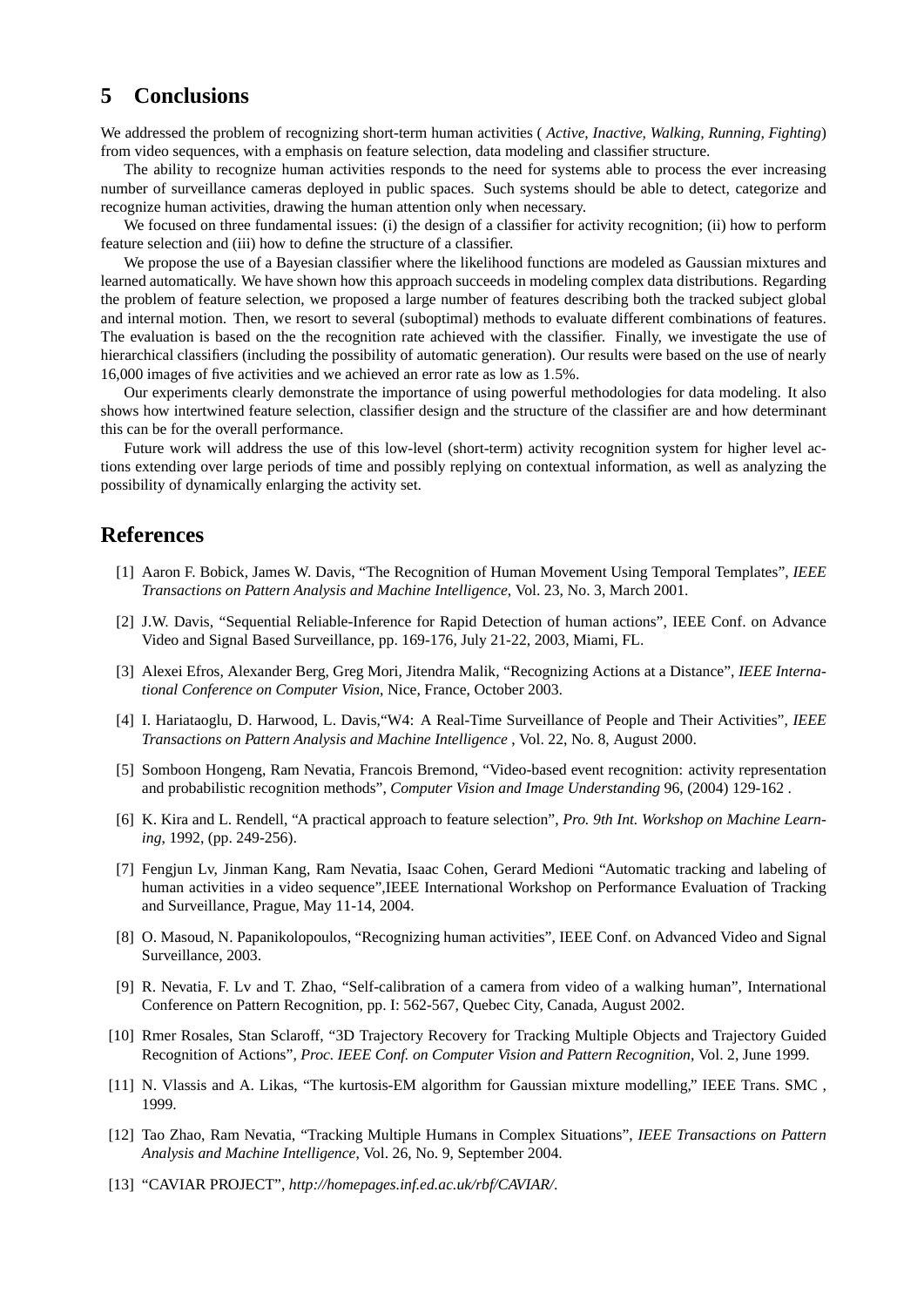## 5 Conclusions

We addressed the problem of recognizing short-term human activities ( *Active, Inactive, Walking, Running, Fighting*) from video sequences, with a emphasis on feature selection, data modeling and classifier structure.

The ability to recognize human activities responds to the need for systems able to process the ever increasing number of surveillance cameras deployed in public spaces. Such systems should be able to detect, categorize and recognize human activities, drawing the human attention only when necessary.

We focused on three fundamental issues: (i) the design of a classifier for activity recognition; (ii) how to perform feature selection and (iii) how to define the structure of a classifier.

We propose the use of a Bayesian classifier where the likelihood functions are modeled as Gaussian mixtures and learned automatically. We have shown how this approach succeeds in modeling complex data distributions. Regarding the problem of feature selection, we proposed a large number of features describing both the tracked subject global and internal motion. Then, we resort to several (suboptimal) methods to evaluate different combinations of features. The evaluation is based on the the recognition rate achieved with the classifier. Finally, we investigate the use of hierarchical classifiers (including the possibility of automatic generation). Our results were based on the use of nearly 16,000 images of five activities and we achieved an error rate as low as 1.5%.

Our experiments clearly demonstrate the importance of using powerful methodologies for data modeling. It also shows how intertwined feature selection, classifier design and the structure of the classifier are and how determinant this can be for the overall performance.

Future work will address the use of this low-level (short-term) activity recognition system for higher level actions extending over large periods of time and possibly replying on contextual information, as well as analyzing the possibility of dynamically enlarging the activity set.

## References

[1] Aaron F. Bobick, James W. Davis, "The Recognition of Human Movement Using Temporal Templates", *IEEE Transactions on Pattern Analysis and Machine Intelligence*, Vol. 23, No. 3, March 2001.

[2] J.W. Davis, "Sequential Reliable-Inference for Rapid Detection of human actions", IEEE Conf. on Advance Video and Signal Based Surveillance, pp. 169-176, July 21-22, 2003, Miami, FL.

[3] Alexei Efros, Alexander Berg, Greg Mori, Jitendra Malik, "Recognizing Actions at a Distance", *IEEE International Conference on Computer Vision*, Nice, France, October 2003.

[4] I. Hariataoglu, D. Harwood, L. Davis,"W4: A Real-Time Surveillance of People and Their Activities", *IEEE Transactions on Pattern Analysis and Machine Intelligence* , Vol. 22, No. 8, August 2000.

[5] Somboon Hongeng, Ram Nevatia, Francois Bremond, "Video-based event recognition: activity representation and probabilistic recognition methods", *Computer Vision and Image Understanding* 96, (2004) 129-162 .

[6] K. Kira and L. Rendell, "A practical approach to feature selection", *Pro. 9th Int. Workshop on Machine Learning*, 1992, (pp. 249-256).

[7] Fengjun Lv, Jinman Kang, Ram Nevatia, Isaac Cohen, Gerard Medioni "Automatic tracking and labeling of human activities in a video sequence",IEEE International Workshop on Performance Evaluation of Tracking and Surveillance, Prague, May 11-14, 2004.

[8] O. Masoud, N. Papanikolopoulos, "Recognizing human activities", IEEE Conf. on Advanced Video and Signal Surveillance, 2003.

[9] R. Nevatia, F. Lv and T. Zhao, "Self-calibration of a camera from video of a walking human", International Conference on Pattern Recognition, pp. I: 562-567, Quebec City, Canada, August 2002.

[10] Rmer Rosales, Stan Sclaroff, "3D Trajectory Recovery for Tracking Multiple Objects and Trajectory Guided Recognition of Actions", *Proc. IEEE Conf. on Computer Vision and Pattern Recognition*, Vol. 2, June 1999.

[11] N. Vlassis and A. Likas, "The kurtosis-EM algorithm for Gaussian mixture modelling," IEEE Trans. SMC , 1999.

[12] Tao Zhao, Ram Nevatia, "Tracking Multiple Humans in Complex Situations", *IEEE Transactions on Pattern Analysis and Machine Intelligence*, Vol. 26, No. 9, September 2004.

[13] "CAVIAR PROJECT", *http://homepages.inf.ed.ac.uk/rbf/CAVIAR/*.